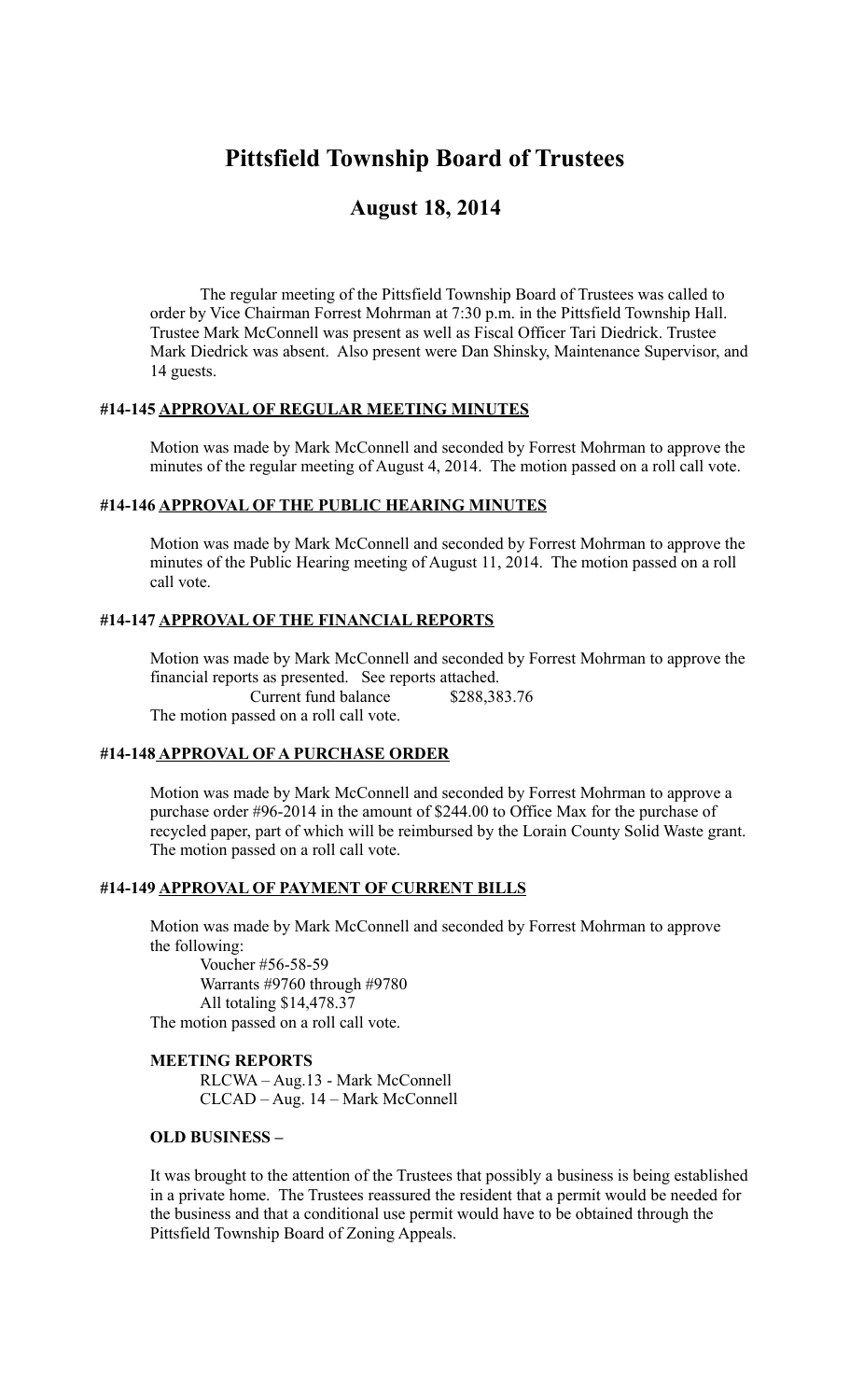# Pittsfield Township Board of Trustees

## August 18, 2014

The regular meeting of the Pittsfield Township Board of Trustees was called to order by Vice Chairman Forrest Mohrman at 7:30 p.m. in the Pittsfield Township Hall. Trustee Mark McConnell was present as well as Fiscal Officer Tari Diedrick. Trustee Mark Diedrick was absent. Also present were Dan Shinsky, Maintenance Supervisor, and 14 guests.

### #14-145 APPROVAL OF REGULAR MEETING MINUTES

Motion was made by Mark McConnell and seconded by Forrest Mohrman to approve the minutes of the regular meeting of August 4, 2014. The motion passed on a roll call vote.

### #14-146 APPROVAL OF THE PUBLIC HEARING MINUTES

Motion was made by Mark McConnell and seconded by Forrest Mohrman to approve the minutes of the Public Hearing meeting of August 11, 2014. The motion passed on a roll call vote.

### #14-147 APPROVAL OF THE FINANCIAL REPORTS

Motion was made by Mark McConnell and seconded by Forrest Mohrman to approve the financial reports as presented. See reports attached.

Current fund balance $288,383.76

The motion passed on a roll call vote.

### #14-148 APPROVAL OF A PURCHASE ORDER

Motion was made by Mark McConnell and seconded by Forrest Mohrman to approve a purchase order #96-2014 in the amount of $244.00 to Office Max for the purchase of recycled paper, part of which will be reimbursed by the Lorain County Solid Waste grant. The motion passed on a roll call vote.

### #14-149 APPROVAL OF PAYMENT OF CURRENT BILLS

Motion was made by Mark McConnell and seconded by Forrest Mohrman to approve the following:

Voucher #56-58-59
Warrants #9760 through #9780
All totaling $14,478.37

The motion passed on a roll call vote.

### MEETING REPORTS

RLCWA – Aug.13 - Mark McConnell
CLCAD – Aug. 14 – Mark McConnell

### OLD BUSINESS –

It was brought to the attention of the Trustees that possibly a business is being established in a private home. The Trustees reassured the resident that a permit would be needed for the business and that a conditional use permit would have to be obtained through the Pittsfield Township Board of Zoning Appeals.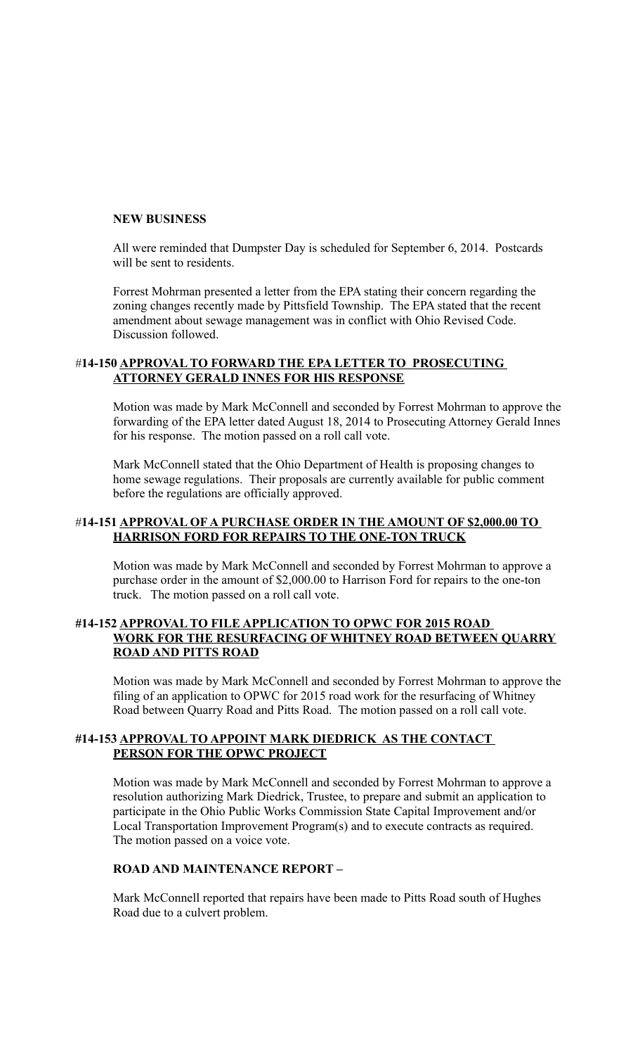**NEW BUSINESS**

All were reminded that Dumpster Day is scheduled for September 6, 2014. Postcards will be sent to residents.

Forrest Mohrman presented a letter from the EPA stating their concern regarding the zoning changes recently made by Pittsfield Township. The EPA stated that the recent amendment about sewage management was in conflict with Ohio Revised Code. Discussion followed.

#**14-150** **<u>APPROVAL TO FORWARD THE EPA LETTER TO PROSECUTING ATTORNEY GERALD INNES FOR HIS RESPONSE</u>**

Motion was made by Mark McConnell and seconded by Forrest Mohrman to approve the forwarding of the EPA letter dated August 18, 2014 to Prosecuting Attorney Gerald Innes for his response. The motion passed on a roll call vote.

Mark McConnell stated that the Ohio Department of Health is proposing changes to home sewage regulations. Their proposals are currently available for public comment before the regulations are officially approved.

#**14-151** **<u>APPROVAL OF A PURCHASE ORDER IN THE AMOUNT OF $2,000.00 TO HARRISON FORD FOR REPAIRS TO THE ONE-TON TRUCK</u>**

Motion was made by Mark McConnell and seconded by Forrest Mohrman to approve a purchase order in the amount of $2,000.00 to Harrison Ford for repairs to the one-ton truck. The motion passed on a roll call vote.

**#14-152** **<u>APPROVAL TO FILE APPLICATION TO OPWC FOR 2015 ROAD WORK FOR THE RESURFACING OF WHITNEY ROAD BETWEEN QUARRY ROAD AND PITTS ROAD</u>**

Motion was made by Mark McConnell and seconded by Forrest Mohrman to approve the filing of an application to OPWC for 2015 road work for the resurfacing of Whitney Road between Quarry Road and Pitts Road. The motion passed on a roll call vote.

**#14-153** **<u>APPROVAL TO APPOINT MARK DIEDRICK AS THE CONTACT PERSON FOR THE OPWC PROJECT</u>**

Motion was made by Mark McConnell and seconded by Forrest Mohrman to approve a resolution authorizing Mark Diedrick, Trustee, to prepare and submit an application to participate in the Ohio Public Works Commission State Capital Improvement and/or Local Transportation Improvement Program(s) and to execute contracts as required. The motion passed on a voice vote.

**ROAD AND MAINTENANCE REPORT –**

Mark McConnell reported that repairs have been made to Pitts Road south of Hughes Road due to a culvert problem.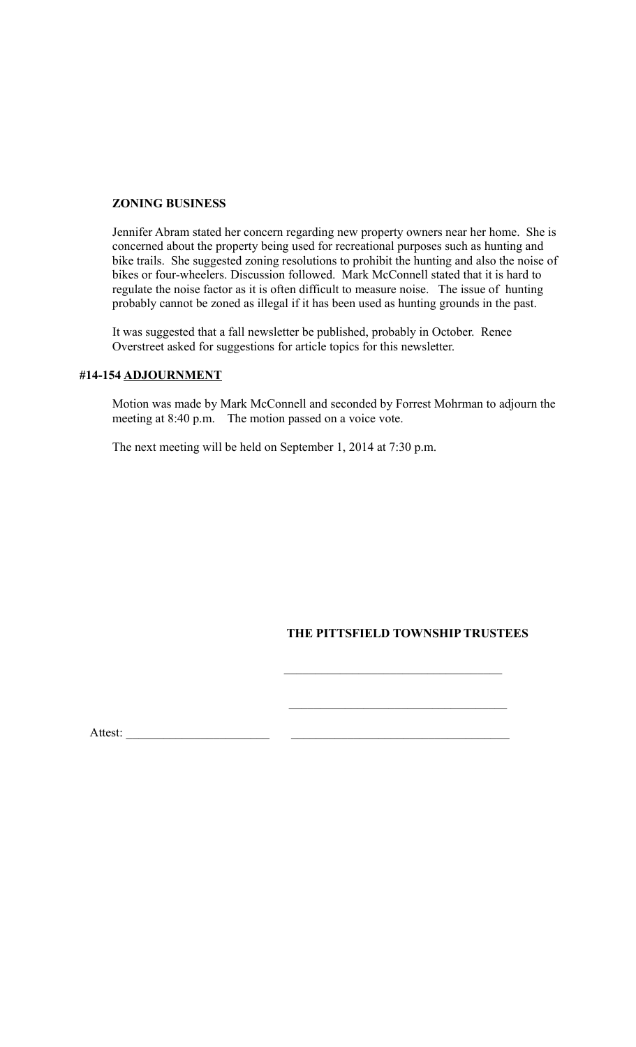**ZONING BUSINESS**

Jennifer Abram stated her concern regarding new property owners near her home. She is concerned about the property being used for recreational purposes such as hunting and bike trails. She suggested zoning resolutions to prohibit the hunting and also the noise of bikes or four-wheelers. Discussion followed. Mark McConnell stated that it is hard to regulate the noise factor as it is often difficult to measure noise. The issue of hunting probably cannot be zoned as illegal if it has been used as hunting grounds in the past.

It was suggested that a fall newsletter be published, probably in October. Renee Overstreet asked for suggestions for article topics for this newsletter.

**#14-154 ADJOURNMENT**

Motion was made by Mark McConnell and seconded by Forrest Mohrman to adjourn the meeting at 8:40 p.m. The motion passed on a voice vote.

The next meeting will be held on September 1, 2014 at 7:30 p.m.

**THE PITTSFIELD TOWNSHIP TRUSTEES**

\_\_\_\_\_\_\_\_\_\_\_\_\_\_\_\_\_\_\_\_\_\_\_\_\_\_\_\_\_\_\_\_\_\_

\_\_\_\_\_\_\_\_\_\_\_\_\_\_\_\_\_\_\_\_\_\_\_\_\_\_\_\_\_\_\_\_\_\_

Attest: \_\_\_\_\_\_\_\_\_\_\_\_\_\_\_\_\_\_\_\_\_\_\_ \_\_\_\_\_\_\_\_\_\_\_\_\_\_\_\_\_\_\_\_\_\_\_\_\_\_\_\_\_\_\_\_\_\_